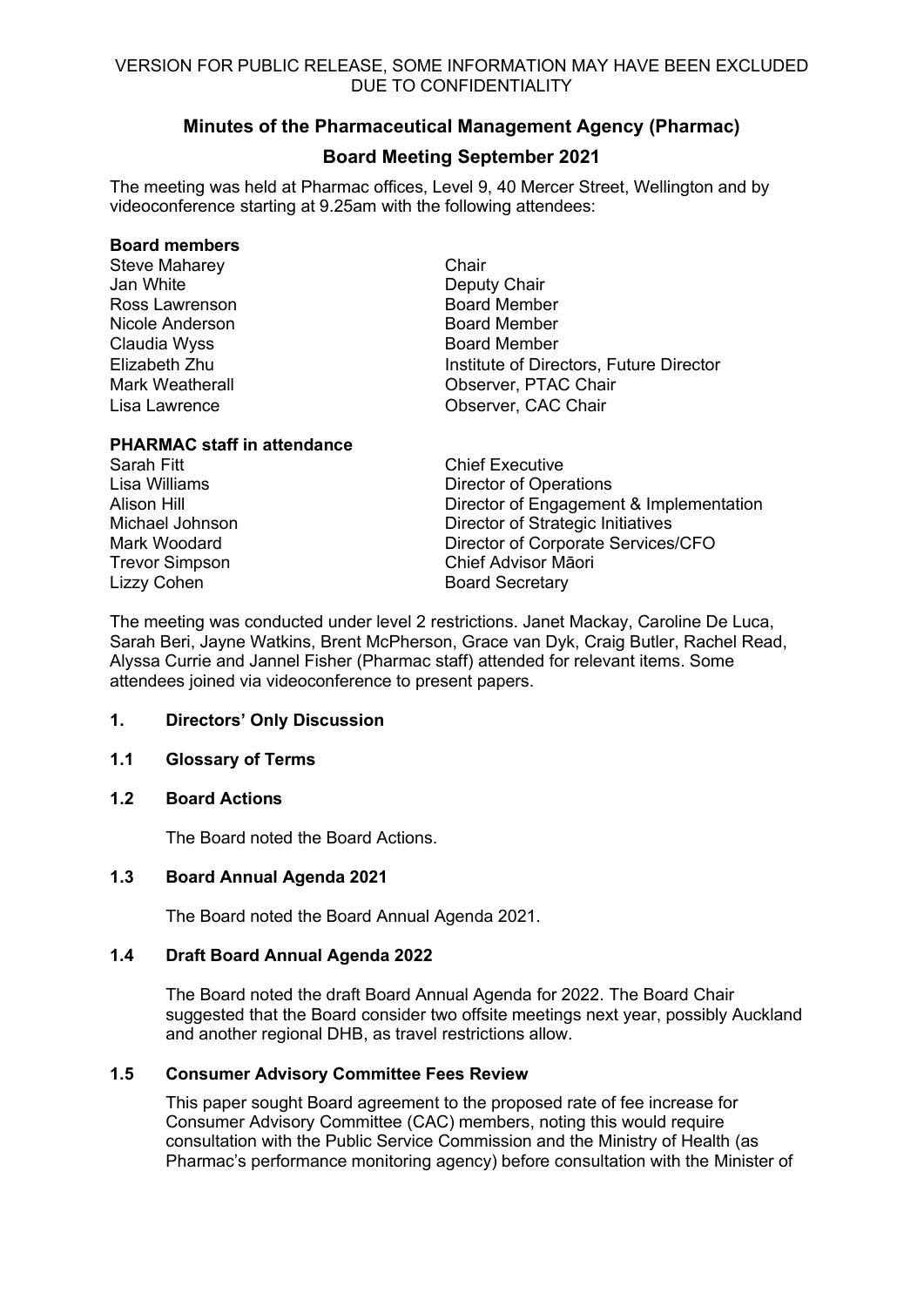VERSION FOR PUBLIC RELEASE, SOME INFORMATION MAY HAVE BEEN EXCLUDED DUE TO CONFIDENTIALITY

# Minutes of the Pharmaceutical Management Agency (Pharmac)

## Board Meeting September 2021

The meeting was held at Pharmac offices, Level 9, 40 Mercer Street, Wellington and by videoconference starting at 9.25am with the following attendees:

**Board members**

| | |
|---|---|
| Steve Maharey | Chair |
| Jan White | Deputy Chair |
| Ross Lawrenson | Board Member |
| Nicole Anderson | Board Member |
| Claudia Wyss | Board Member |
| Elizabeth Zhu | Institute of Directors, Future Director |
| Mark Weatherall | Observer, PTAC Chair |
| Lisa Lawrence | Observer, CAC Chair |

**PHARMAC staff in attendance**

| | |
|---|---|
| Sarah Fitt | Chief Executive |
| Lisa Williams | Director of Operations |
| Alison Hill | Director of Engagement & Implementation |
| Michael Johnson | Director of Strategic Initiatives |
| Mark Woodard | Director of Corporate Services/CFO |
| Trevor Simpson | Chief Advisor Māori |
| Lizzy Cohen | Board Secretary |

The meeting was conducted under level 2 restrictions. Janet Mackay, Caroline De Luca, Sarah Beri, Jayne Watkins, Brent McPherson, Grace van Dyk, Craig Butler, Rachel Read, Alyssa Currie and Jannel Fisher (Pharmac staff) attended for relevant items. Some attendees joined via videoconference to present papers.

### 1. Directors' Only Discussion

### 1.1 Glossary of Terms

### 1.2 Board Actions

The Board noted the Board Actions.

### 1.3 Board Annual Agenda 2021

The Board noted the Board Annual Agenda 2021.

### 1.4 Draft Board Annual Agenda 2022

The Board noted the draft Board Annual Agenda for 2022. The Board Chair suggested that the Board consider two offsite meetings next year, possibly Auckland and another regional DHB, as travel restrictions allow.

### 1.5 Consumer Advisory Committee Fees Review

This paper sought Board agreement to the proposed rate of fee increase for Consumer Advisory Committee (CAC) members, noting this would require consultation with the Public Service Commission and the Ministry of Health (as Pharmac's performance monitoring agency) before consultation with the Minister of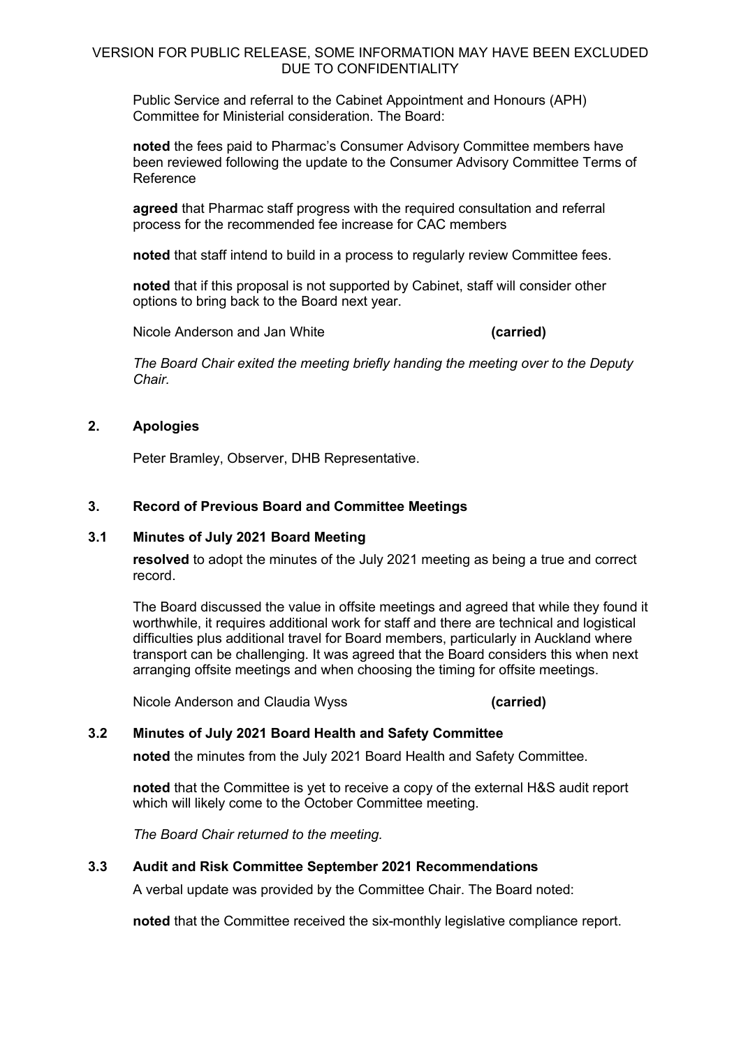Public Service and referral to the Cabinet Appointment and Honours (APH) Committee for Ministerial consideration. The Board:

**noted** the fees paid to Pharmac's Consumer Advisory Committee members have been reviewed following the update to the Consumer Advisory Committee Terms of Reference

**agreed** that Pharmac staff progress with the required consultation and referral process for the recommended fee increase for CAC members

**noted** that staff intend to build in a process to regularly review Committee fees.

**noted** that if this proposal is not supported by Cabinet, staff will consider other options to bring back to the Board next year.

Nicole Anderson and Jan White **(carried)**

*The Board Chair exited the meeting briefly handing the meeting over to the Deputy Chair.*

## 2. Apologies

Peter Bramley, Observer, DHB Representative.

## 3. Record of Previous Board and Committee Meetings

### 3.1 Minutes of July 2021 Board Meeting

**resolved** to adopt the minutes of the July 2021 meeting as being a true and correct record.

The Board discussed the value in offsite meetings and agreed that while they found it worthwhile, it requires additional work for staff and there are technical and logistical difficulties plus additional travel for Board members, particularly in Auckland where transport can be challenging. It was agreed that the Board considers this when next arranging offsite meetings and when choosing the timing for offsite meetings.

Nicole Anderson and Claudia Wyss **(carried)**

### 3.2 Minutes of July 2021 Board Health and Safety Committee

**noted** the minutes from the July 2021 Board Health and Safety Committee.

**noted** that the Committee is yet to receive a copy of the external H&S audit report which will likely come to the October Committee meeting.

*The Board Chair returned to the meeting.*

### 3.3 Audit and Risk Committee September 2021 Recommendations

A verbal update was provided by the Committee Chair. The Board noted:

**noted** that the Committee received the six-monthly legislative compliance report.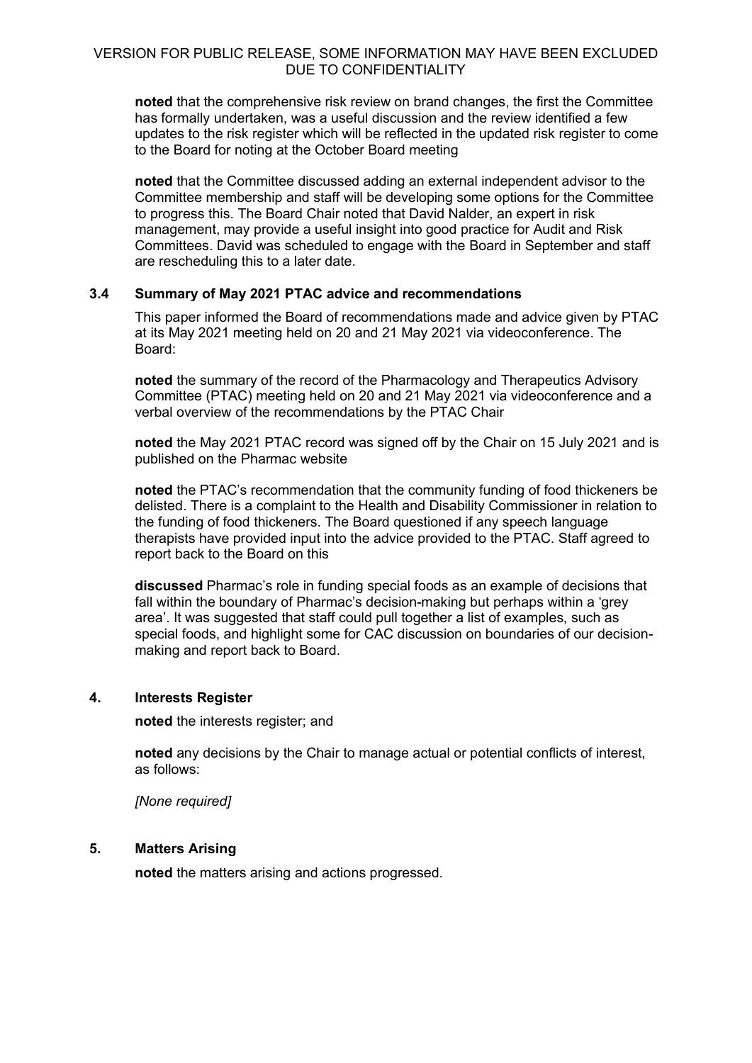**noted** that the comprehensive risk review on brand changes, the first the Committee has formally undertaken, was a useful discussion and the review identified a few updates to the risk register which will be reflected in the updated risk register to come to the Board for noting at the October Board meeting

**noted** that the Committee discussed adding an external independent advisor to the Committee membership and staff will be developing some options for the Committee to progress this. The Board Chair noted that David Nalder, an expert in risk management, may provide a useful insight into good practice for Audit and Risk Committees. David was scheduled to engage with the Board in September and staff are rescheduling this to a later date.

### 3.4 Summary of May 2021 PTAC advice and recommendations

This paper informed the Board of recommendations made and advice given by PTAC at its May 2021 meeting held on 20 and 21 May 2021 via videoconference. The Board:

**noted** the summary of the record of the Pharmacology and Therapeutics Advisory Committee (PTAC) meeting held on 20 and 21 May 2021 via videoconference and a verbal overview of the recommendations by the PTAC Chair

**noted** the May 2021 PTAC record was signed off by the Chair on 15 July 2021 and is published on the Pharmac website

**noted** the PTAC's recommendation that the community funding of food thickeners be delisted. There is a complaint to the Health and Disability Commissioner in relation to the funding of food thickeners. The Board questioned if any speech language therapists have provided input into the advice provided to the PTAC. Staff agreed to report back to the Board on this

**discussed** Pharmac's role in funding special foods as an example of decisions that fall within the boundary of Pharmac's decision-making but perhaps within a 'grey area'. It was suggested that staff could pull together a list of examples, such as special foods, and highlight some for CAC discussion on boundaries of our decision-making and report back to Board.

## 4. Interests Register

**noted** the interests register; and

**noted** any decisions by the Chair to manage actual or potential conflicts of interest, as follows:

*[None required]*

## 5. Matters Arising

**noted** the matters arising and actions progressed.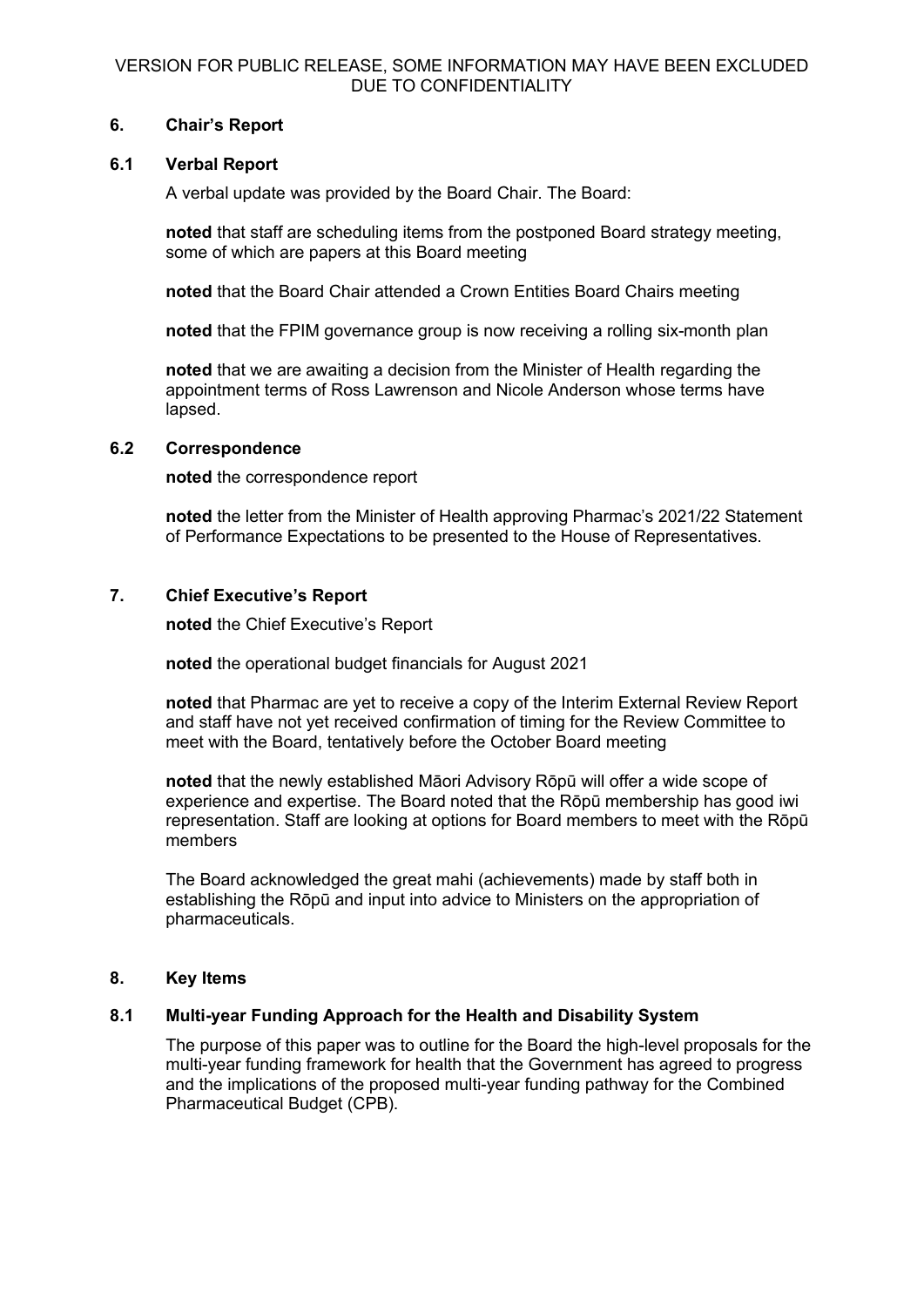VERSION FOR PUBLIC RELEASE, SOME INFORMATION MAY HAVE BEEN EXCLUDED DUE TO CONFIDENTIALITY

## 6. Chair's Report

### 6.1 Verbal Report

A verbal update was provided by the Board Chair. The Board:

**noted** that staff are scheduling items from the postponed Board strategy meeting, some of which are papers at this Board meeting

**noted** that the Board Chair attended a Crown Entities Board Chairs meeting

**noted** that the FPIM governance group is now receiving a rolling six-month plan

**noted** that we are awaiting a decision from the Minister of Health regarding the appointment terms of Ross Lawrenson and Nicole Anderson whose terms have lapsed.

### 6.2 Correspondence

**noted** the correspondence report

**noted** the letter from the Minister of Health approving Pharmac's 2021/22 Statement of Performance Expectations to be presented to the House of Representatives.

## 7. Chief Executive's Report

**noted** the Chief Executive's Report

**noted** the operational budget financials for August 2021

**noted** that Pharmac are yet to receive a copy of the Interim External Review Report and staff have not yet received confirmation of timing for the Review Committee to meet with the Board, tentatively before the October Board meeting

**noted** that the newly established Māori Advisory Rōpū will offer a wide scope of experience and expertise. The Board noted that the Rōpū membership has good iwi representation. Staff are looking at options for Board members to meet with the Rōpū members

The Board acknowledged the great mahi (achievements) made by staff both in establishing the Rōpū and input into advice to Ministers on the appropriation of pharmaceuticals.

## 8. Key Items

### 8.1 Multi-year Funding Approach for the Health and Disability System

The purpose of this paper was to outline for the Board the high-level proposals for the multi-year funding framework for health that the Government has agreed to progress and the implications of the proposed multi-year funding pathway for the Combined Pharmaceutical Budget (CPB).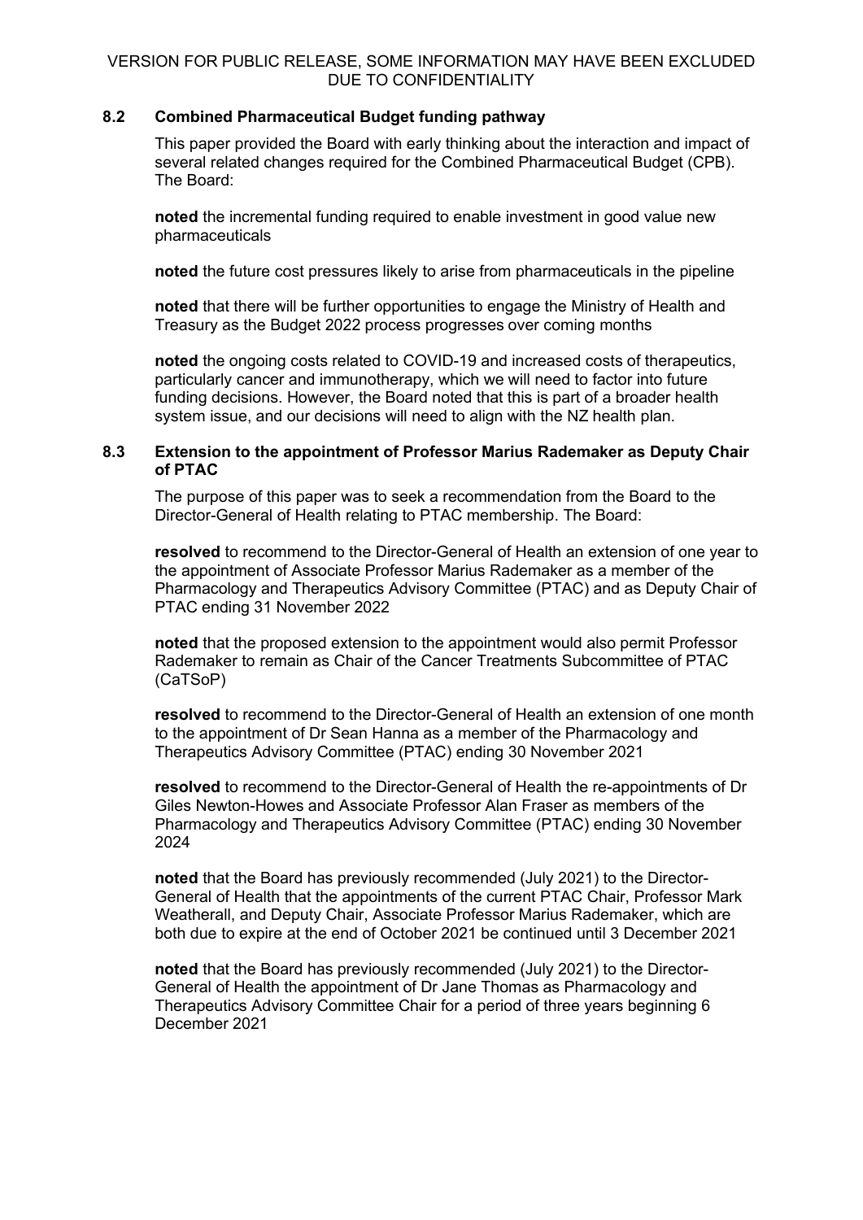### 8.2 Combined Pharmaceutical Budget funding pathway

This paper provided the Board with early thinking about the interaction and impact of several related changes required for the Combined Pharmaceutical Budget (CPB). The Board:

**noted** the incremental funding required to enable investment in good value new pharmaceuticals

**noted** the future cost pressures likely to arise from pharmaceuticals in the pipeline

**noted** that there will be further opportunities to engage the Ministry of Health and Treasury as the Budget 2022 process progresses over coming months

**noted** the ongoing costs related to COVID-19 and increased costs of therapeutics, particularly cancer and immunotherapy, which we will need to factor into future funding decisions. However, the Board noted that this is part of a broader health system issue, and our decisions will need to align with the NZ health plan.

### 8.3 Extension to the appointment of Professor Marius Rademaker as Deputy Chair of PTAC

The purpose of this paper was to seek a recommendation from the Board to the Director-General of Health relating to PTAC membership. The Board:

**resolved** to recommend to the Director-General of Health an extension of one year to the appointment of Associate Professor Marius Rademaker as a member of the Pharmacology and Therapeutics Advisory Committee (PTAC) and as Deputy Chair of PTAC ending 31 November 2022

**noted** that the proposed extension to the appointment would also permit Professor Rademaker to remain as Chair of the Cancer Treatments Subcommittee of PTAC (CaTSoP)

**resolved** to recommend to the Director-General of Health an extension of one month to the appointment of Dr Sean Hanna as a member of the Pharmacology and Therapeutics Advisory Committee (PTAC) ending 30 November 2021

**resolved** to recommend to the Director-General of Health the re-appointments of Dr Giles Newton-Howes and Associate Professor Alan Fraser as members of the Pharmacology and Therapeutics Advisory Committee (PTAC) ending 30 November 2024

**noted** that the Board has previously recommended (July 2021) to the Director-General of Health that the appointments of the current PTAC Chair, Professor Mark Weatherall, and Deputy Chair, Associate Professor Marius Rademaker, which are both due to expire at the end of October 2021 be continued until 3 December 2021

**noted** that the Board has previously recommended (July 2021) to the Director-General of Health the appointment of Dr Jane Thomas as Pharmacology and Therapeutics Advisory Committee Chair for a period of three years beginning 6 December 2021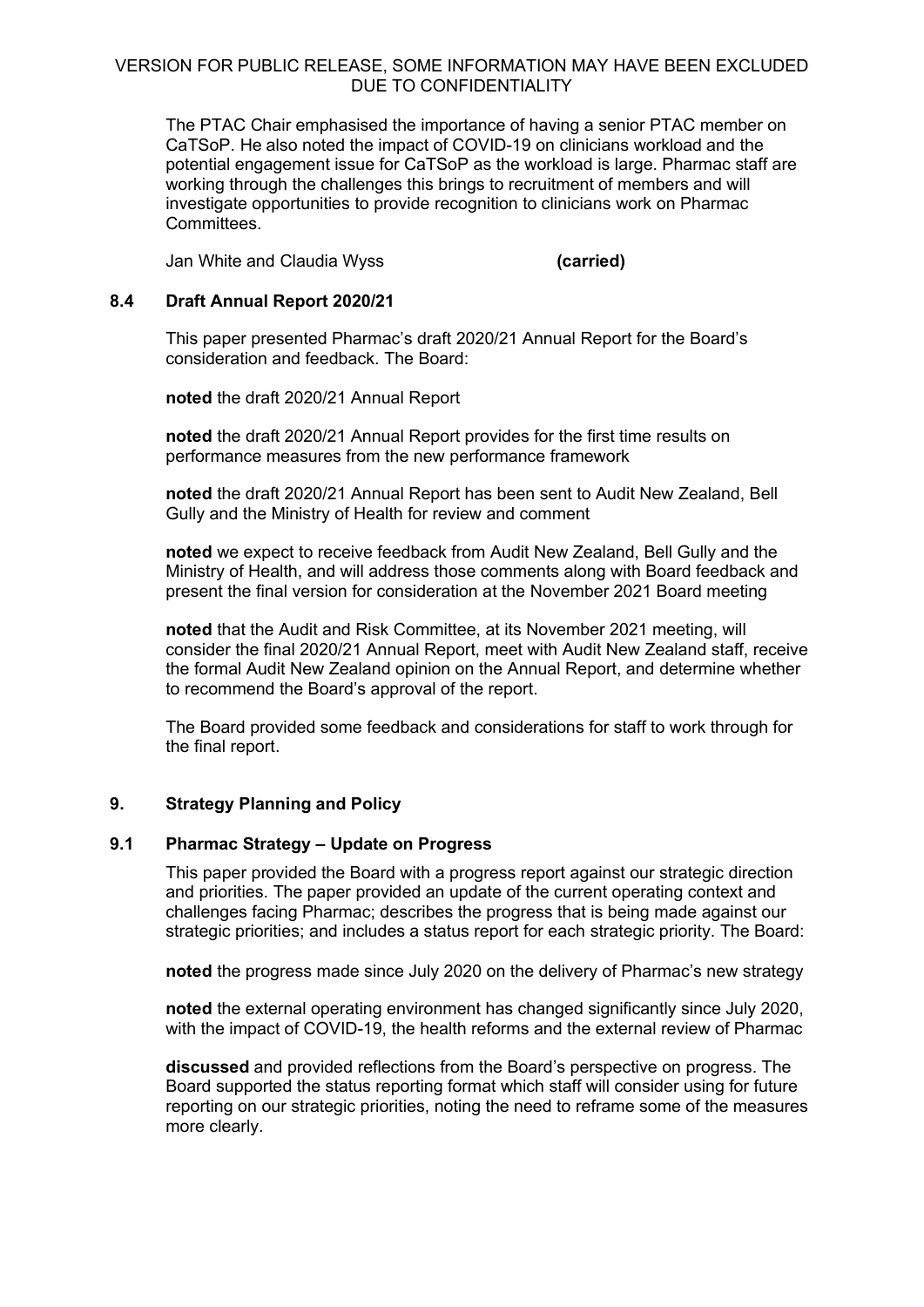The PTAC Chair emphasised the importance of having a senior PTAC member on CaTSoP. He also noted the impact of COVID-19 on clinicians workload and the potential engagement issue for CaTSoP as the workload is large. Pharmac staff are working through the challenges this brings to recruitment of members and will investigate opportunities to provide recognition to clinicians work on Pharmac Committees.

Jan White and Claudia Wyss **(carried)**

### 8.4 Draft Annual Report 2020/21

This paper presented Pharmac's draft 2020/21 Annual Report for the Board's consideration and feedback. The Board:

**noted** the draft 2020/21 Annual Report

**noted** the draft 2020/21 Annual Report provides for the first time results on performance measures from the new performance framework

**noted** the draft 2020/21 Annual Report has been sent to Audit New Zealand, Bell Gully and the Ministry of Health for review and comment

**noted** we expect to receive feedback from Audit New Zealand, Bell Gully and the Ministry of Health, and will address those comments along with Board feedback and present the final version for consideration at the November 2021 Board meeting

**noted** that the Audit and Risk Committee, at its November 2021 meeting, will consider the final 2020/21 Annual Report, meet with Audit New Zealand staff, receive the formal Audit New Zealand opinion on the Annual Report, and determine whether to recommend the Board's approval of the report.

The Board provided some feedback and considerations for staff to work through for the final report.

## 9. Strategy Planning and Policy

### 9.1 Pharmac Strategy – Update on Progress

This paper provided the Board with a progress report against our strategic direction and priorities. The paper provided an update of the current operating context and challenges facing Pharmac; describes the progress that is being made against our strategic priorities; and includes a status report for each strategic priority. The Board:

**noted** the progress made since July 2020 on the delivery of Pharmac's new strategy

**noted** the external operating environment has changed significantly since July 2020, with the impact of COVID-19, the health reforms and the external review of Pharmac

**discussed** and provided reflections from the Board's perspective on progress. The Board supported the status reporting format which staff will consider using for future reporting on our strategic priorities, noting the need to reframe some of the measures more clearly.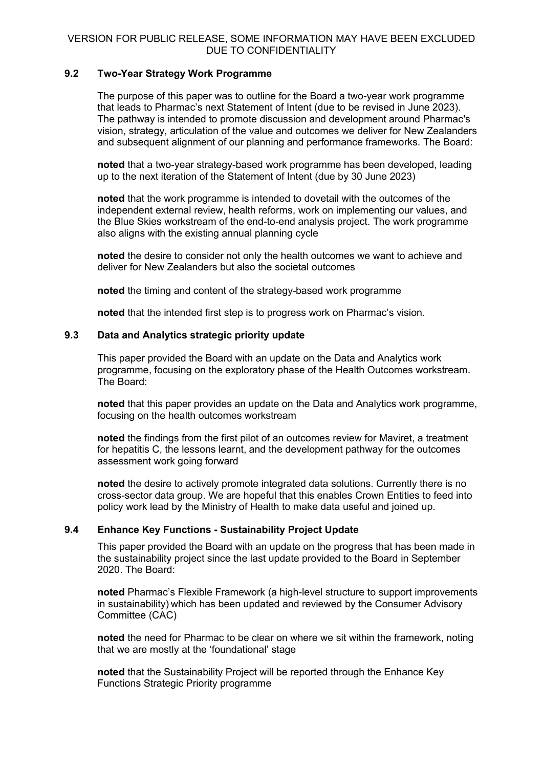VERSION FOR PUBLIC RELEASE, SOME INFORMATION MAY HAVE BEEN EXCLUDED DUE TO CONFIDENTIALITY

### 9.2 Two-Year Strategy Work Programme

The purpose of this paper was to outline for the Board a two-year work programme that leads to Pharmac's next Statement of Intent (due to be revised in June 2023). The pathway is intended to promote discussion and development around Pharmac's vision, strategy, articulation of the value and outcomes we deliver for New Zealanders and subsequent alignment of our planning and performance frameworks. The Board:

**noted** that a two-year strategy-based work programme has been developed, leading up to the next iteration of the Statement of Intent (due by 30 June 2023)

**noted** that the work programme is intended to dovetail with the outcomes of the independent external review, health reforms, work on implementing our values, and the Blue Skies workstream of the end-to-end analysis project. The work programme also aligns with the existing annual planning cycle

**noted** the desire to consider not only the health outcomes we want to achieve and deliver for New Zealanders but also the societal outcomes

**noted** the timing and content of the strategy-based work programme

**noted** that the intended first step is to progress work on Pharmac's vision.

### 9.3 Data and Analytics strategic priority update

This paper provided the Board with an update on the Data and Analytics work programme, focusing on the exploratory phase of the Health Outcomes workstream. The Board:

**noted** that this paper provides an update on the Data and Analytics work programme, focusing on the health outcomes workstream

**noted** the findings from the first pilot of an outcomes review for Maviret, a treatment for hepatitis C, the lessons learnt, and the development pathway for the outcomes assessment work going forward

**noted** the desire to actively promote integrated data solutions. Currently there is no cross-sector data group. We are hopeful that this enables Crown Entities to feed into policy work lead by the Ministry of Health to make data useful and joined up.

### 9.4 Enhance Key Functions - Sustainability Project Update

This paper provided the Board with an update on the progress that has been made in the sustainability project since the last update provided to the Board in September 2020. The Board:

**noted** Pharmac's Flexible Framework (a high-level structure to support improvements in sustainability) which has been updated and reviewed by the Consumer Advisory Committee (CAC)

**noted** the need for Pharmac to be clear on where we sit within the framework, noting that we are mostly at the 'foundational' stage

**noted** that the Sustainability Project will be reported through the Enhance Key Functions Strategic Priority programme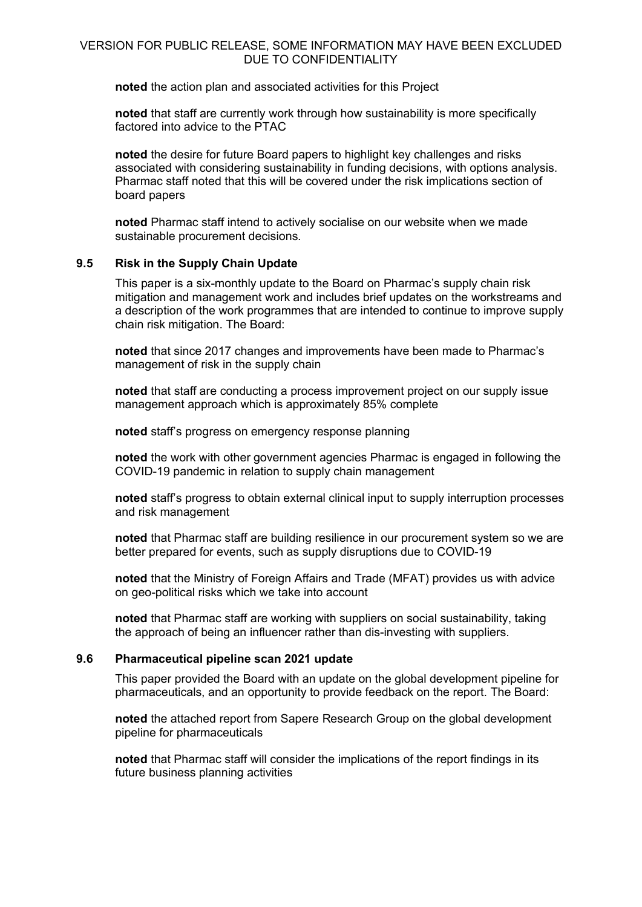**noted** the action plan and associated activities for this Project

**noted** that staff are currently work through how sustainability is more specifically factored into advice to the PTAC

**noted** the desire for future Board papers to highlight key challenges and risks associated with considering sustainability in funding decisions, with options analysis. Pharmac staff noted that this will be covered under the risk implications section of board papers

**noted** Pharmac staff intend to actively socialise on our website when we made sustainable procurement decisions.

### 9.5 Risk in the Supply Chain Update

This paper is a six-monthly update to the Board on Pharmac's supply chain risk mitigation and management work and includes brief updates on the workstreams and a description of the work programmes that are intended to continue to improve supply chain risk mitigation. The Board:

**noted** that since 2017 changes and improvements have been made to Pharmac's management of risk in the supply chain

**noted** that staff are conducting a process improvement project on our supply issue management approach which is approximately 85% complete

**noted** staff's progress on emergency response planning

**noted** the work with other government agencies Pharmac is engaged in following the COVID-19 pandemic in relation to supply chain management

**noted** staff's progress to obtain external clinical input to supply interruption processes and risk management

**noted** that Pharmac staff are building resilience in our procurement system so we are better prepared for events, such as supply disruptions due to COVID-19

**noted** that the Ministry of Foreign Affairs and Trade (MFAT) provides us with advice on geo-political risks which we take into account

**noted** that Pharmac staff are working with suppliers on social sustainability, taking the approach of being an influencer rather than dis-investing with suppliers.

### 9.6 Pharmaceutical pipeline scan 2021 update

This paper provided the Board with an update on the global development pipeline for pharmaceuticals, and an opportunity to provide feedback on the report. The Board:

**noted** the attached report from Sapere Research Group on the global development pipeline for pharmaceuticals

**noted** that Pharmac staff will consider the implications of the report findings in its future business planning activities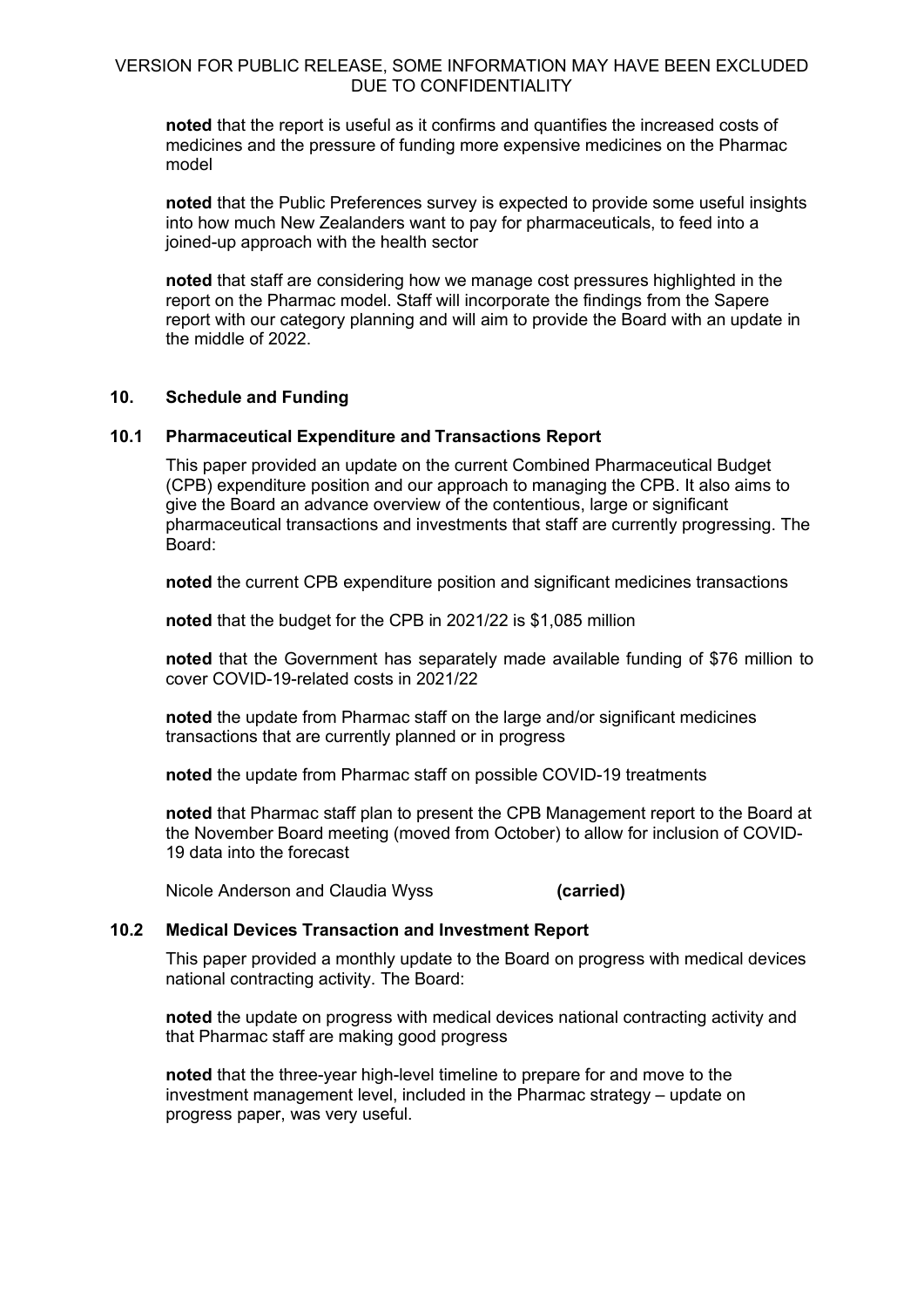**noted** that the report is useful as it confirms and quantifies the increased costs of medicines and the pressure of funding more expensive medicines on the Pharmac model

**noted** that the Public Preferences survey is expected to provide some useful insights into how much New Zealanders want to pay for pharmaceuticals, to feed into a joined-up approach with the health sector

**noted** that staff are considering how we manage cost pressures highlighted in the report on the Pharmac model. Staff will incorporate the findings from the Sapere report with our category planning and will aim to provide the Board with an update in the middle of 2022.

## 10. Schedule and Funding

### 10.1 Pharmaceutical Expenditure and Transactions Report

This paper provided an update on the current Combined Pharmaceutical Budget (CPB) expenditure position and our approach to managing the CPB. It also aims to give the Board an advance overview of the contentious, large or significant pharmaceutical transactions and investments that staff are currently progressing. The Board:

**noted** the current CPB expenditure position and significant medicines transactions

**noted** that the budget for the CPB in 2021/22 is $1,085 million

**noted** that the Government has separately made available funding of $76 million to cover COVID-19-related costs in 2021/22

**noted** the update from Pharmac staff on the large and/or significant medicines transactions that are currently planned or in progress

**noted** the update from Pharmac staff on possible COVID-19 treatments

**noted** that Pharmac staff plan to present the CPB Management report to the Board at the November Board meeting (moved from October) to allow for inclusion of COVID-19 data into the forecast

Nicole Anderson and Claudia Wyss **(carried)**

### 10.2 Medical Devices Transaction and Investment Report

This paper provided a monthly update to the Board on progress with medical devices national contracting activity. The Board:

**noted** the update on progress with medical devices national contracting activity and that Pharmac staff are making good progress

**noted** that the three-year high-level timeline to prepare for and move to the investment management level, included in the Pharmac strategy – update on progress paper, was very useful.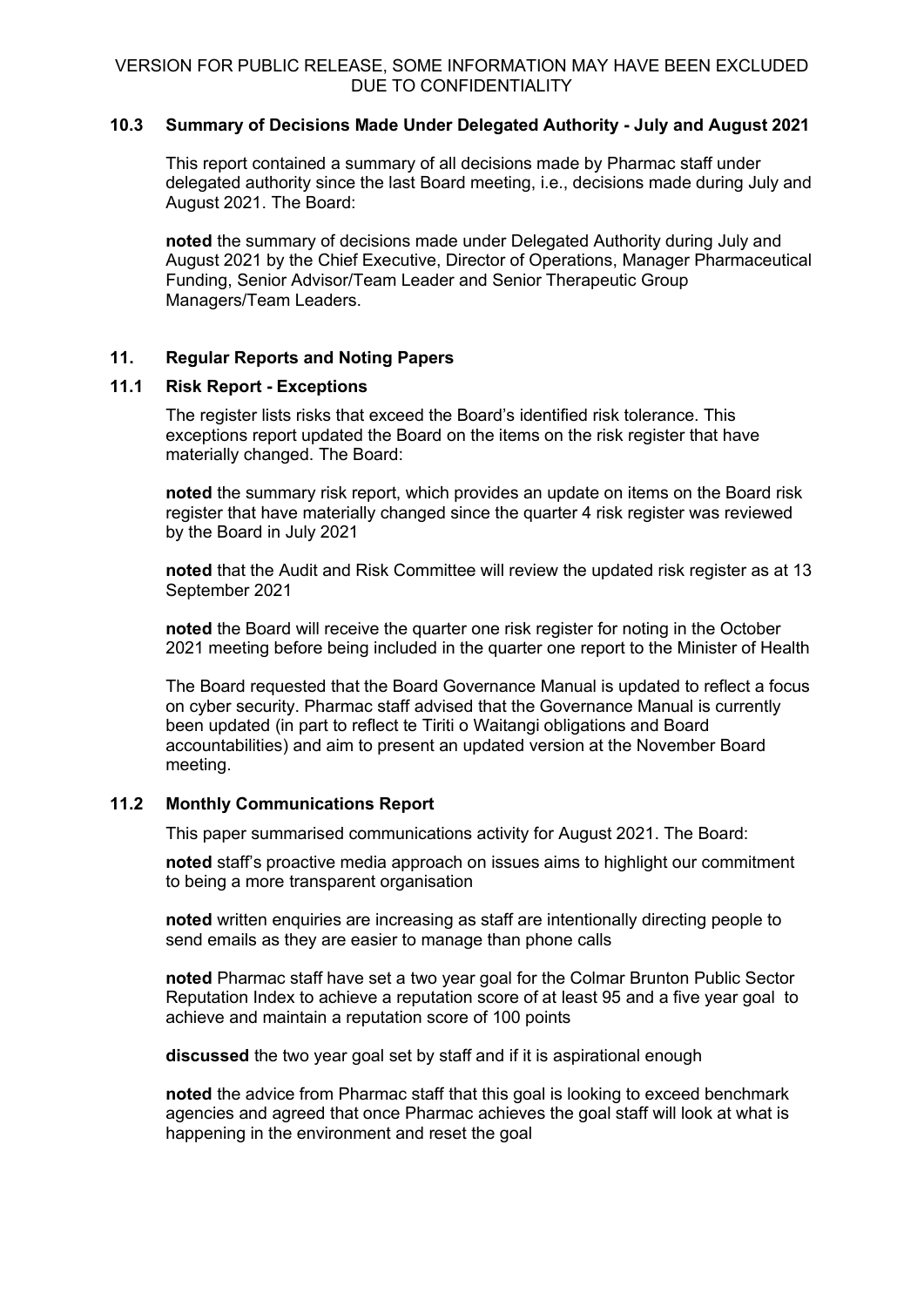### 10.3 Summary of Decisions Made Under Delegated Authority - July and August 2021

This report contained a summary of all decisions made by Pharmac staff under delegated authority since the last Board meeting, i.e., decisions made during July and August 2021. The Board:

**noted** the summary of decisions made under Delegated Authority during July and August 2021 by the Chief Executive, Director of Operations, Manager Pharmaceutical Funding, Senior Advisor/Team Leader and Senior Therapeutic Group Managers/Team Leaders.

## 11. Regular Reports and Noting Papers

### 11.1 Risk Report - Exceptions

The register lists risks that exceed the Board's identified risk tolerance. This exceptions report updated the Board on the items on the risk register that have materially changed. The Board:

**noted** the summary risk report, which provides an update on items on the Board risk register that have materially changed since the quarter 4 risk register was reviewed by the Board in July 2021

**noted** that the Audit and Risk Committee will review the updated risk register as at 13 September 2021

**noted** the Board will receive the quarter one risk register for noting in the October 2021 meeting before being included in the quarter one report to the Minister of Health

The Board requested that the Board Governance Manual is updated to reflect a focus on cyber security. Pharmac staff advised that the Governance Manual is currently been updated (in part to reflect te Tiriti o Waitangi obligations and Board accountabilities) and aim to present an updated version at the November Board meeting.

### 11.2 Monthly Communications Report

This paper summarised communications activity for August 2021. The Board:

**noted** staff's proactive media approach on issues aims to highlight our commitment to being a more transparent organisation

**noted** written enquiries are increasing as staff are intentionally directing people to send emails as they are easier to manage than phone calls

**noted** Pharmac staff have set a two year goal for the Colmar Brunton Public Sector Reputation Index to achieve a reputation score of at least 95 and a five year goal to achieve and maintain a reputation score of 100 points

**discussed** the two year goal set by staff and if it is aspirational enough

**noted** the advice from Pharmac staff that this goal is looking to exceed benchmark agencies and agreed that once Pharmac achieves the goal staff will look at what is happening in the environment and reset the goal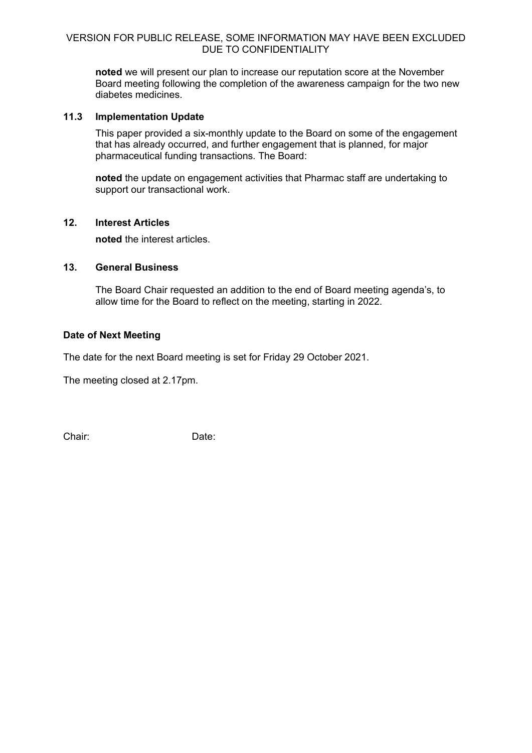**noted** we will present our plan to increase our reputation score at the November Board meeting following the completion of the awareness campaign for the two new diabetes medicines.

### 11.3 Implementation Update

This paper provided a six-monthly update to the Board on some of the engagement that has already occurred, and further engagement that is planned, for major pharmaceutical funding transactions. The Board:

**noted** the update on engagement activities that Pharmac staff are undertaking to support our transactional work.

## 12. Interest Articles

**noted** the interest articles.

## 13. General Business

The Board Chair requested an addition to the end of Board meeting agenda's, to allow time for the Board to reflect on the meeting, starting in 2022.

**Date of Next Meeting**

The date for the next Board meeting is set for Friday 29 October 2021.

The meeting closed at 2.17pm.

Chair: Date: